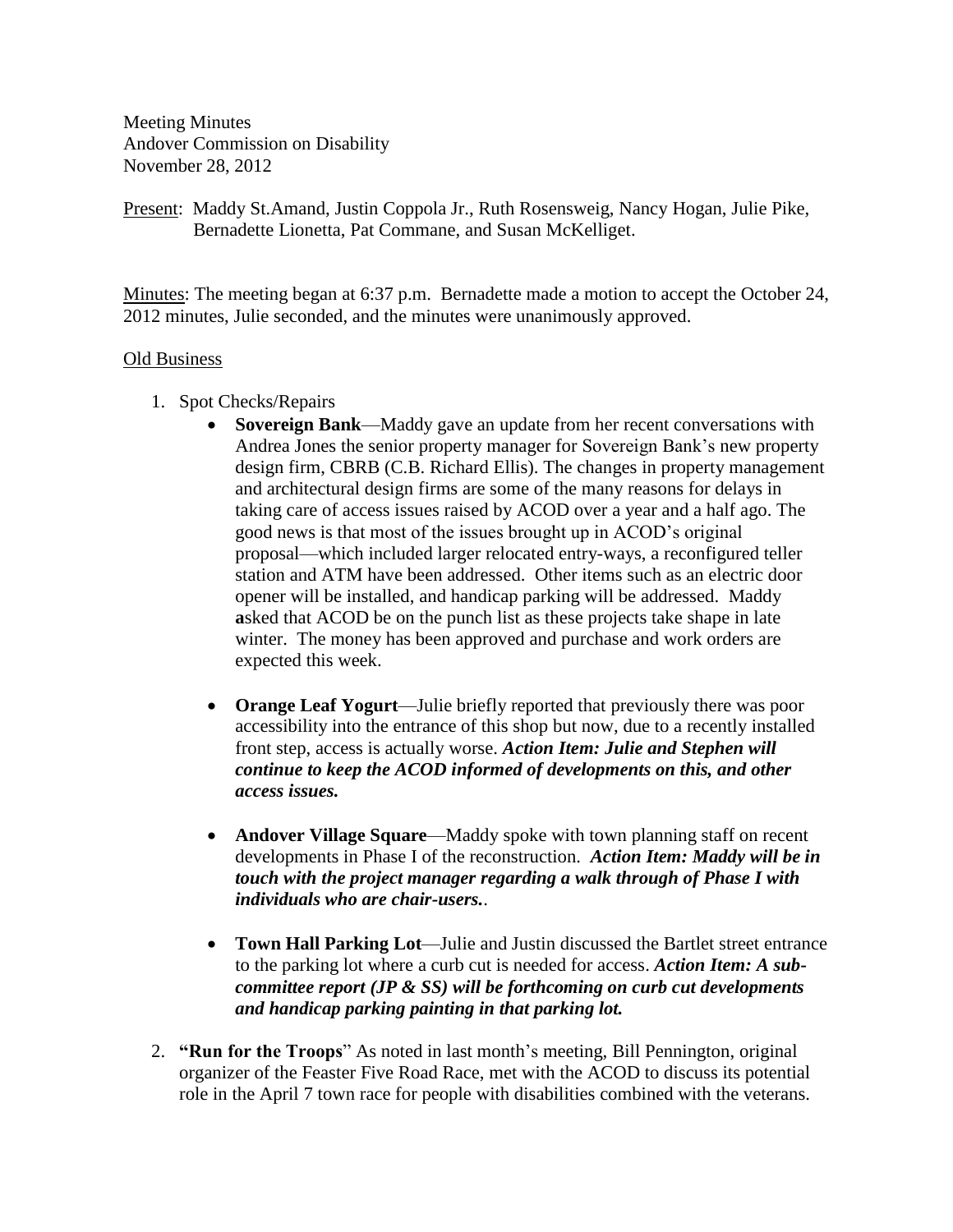Meeting Minutes
Andover Commission on Disability
November 28, 2012

Present: Maddy St.Amand, Justin Coppola Jr., Ruth Rosensweig, Nancy Hogan, Julie Pike, Bernadette Lionetta, Pat Commane, and Susan McKelliget.

Minutes: The meeting began at 6:37 p.m. Bernadette made a motion to accept the October 24, 2012 minutes, Julie seconded, and the minutes were unanimously approved.

Old Business

1. Spot Checks/Repairs
   - **Sovereign Bank**—Maddy gave an update from her recent conversations with Andrea Jones the senior property manager for Sovereign Bank's new property design firm, CBRB (C.B. Richard Ellis). The changes in property management and architectural design firms are some of the many reasons for delays in taking care of access issues raised by ACOD over a year and a half ago. The good news is that most of the issues brought up in ACOD's original proposal—which included larger relocated entry-ways, a reconfigured teller station and ATM have been addressed. Other items such as an electric door opener will be installed, and handicap parking will be addressed. Maddy **a**sked that ACOD be on the punch list as these projects take shape in late winter. The money has been approved and purchase and work orders are expected this week.
   - **Orange Leaf Yogurt**—Julie briefly reported that previously there was poor accessibility into the entrance of this shop but now, due to a recently installed front step, access is actually worse. ***Action Item: Julie and Stephen will continue to keep the ACOD informed of developments on this, and other access issues.***
   - **Andover Village Square**—Maddy spoke with town planning staff on recent developments in Phase I of the reconstruction. ***Action Item: Maddy will be in touch with the project manager regarding a walk through of Phase I with individuals who are chair-users.***.
   - **Town Hall Parking Lot**—Julie and Justin discussed the Bartlet street entrance to the parking lot where a curb cut is needed for access. ***Action Item: A sub-committee report (JP & SS) will be forthcoming on curb cut developments and handicap parking painting in that parking lot.***
2. **"Run for the Troops**" As noted in last month's meeting, Bill Pennington, original organizer of the Feaster Five Road Race, met with the ACOD to discuss its potential role in the April 7 town race for people with disabilities combined with the veterans.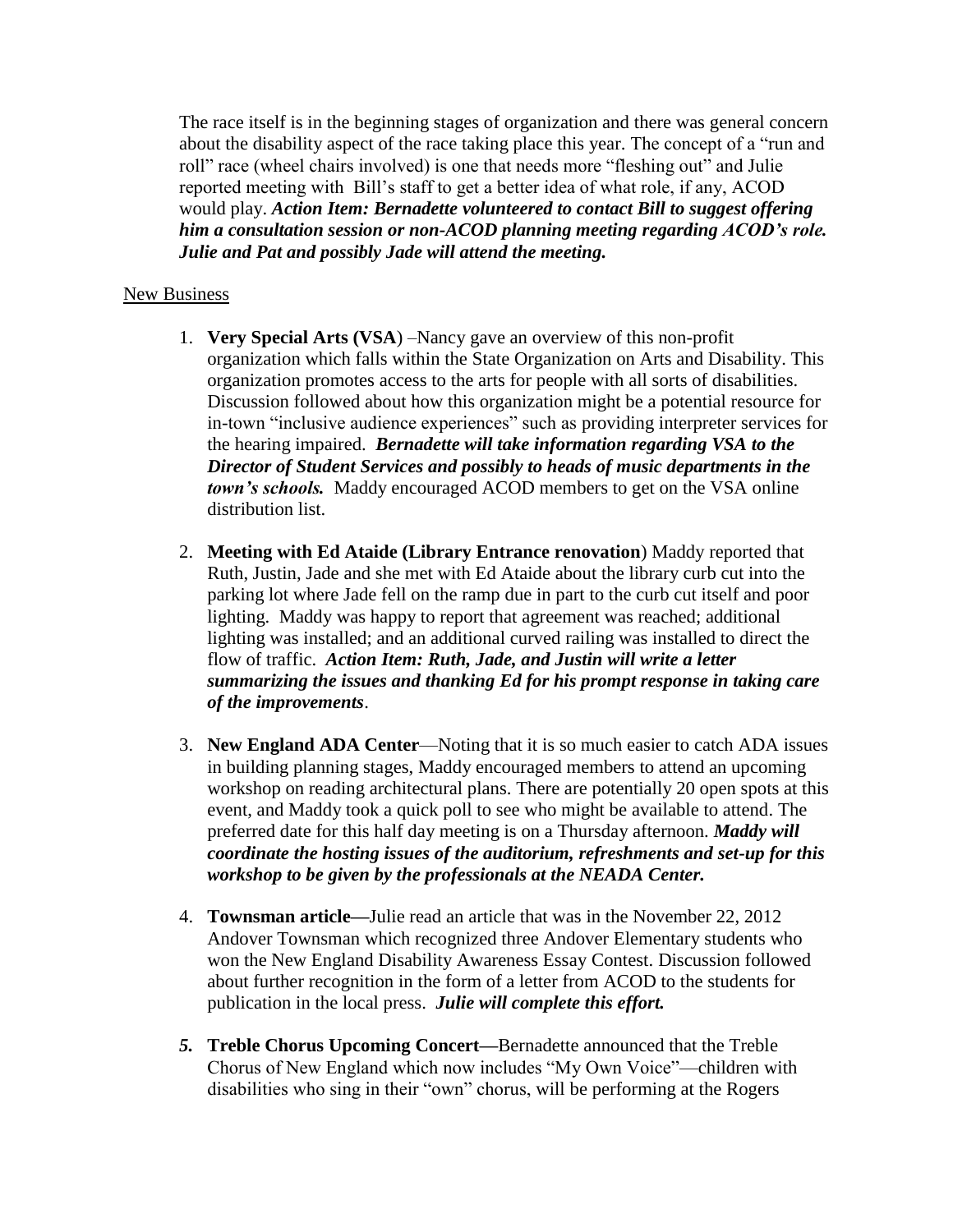The race itself is in the beginning stages of organization and there was general concern about the disability aspect of the race taking place this year. The concept of a "run and roll" race (wheel chairs involved) is one that needs more "fleshing out" and Julie reported meeting with Bill's staff to get a better idea of what role, if any, ACOD would play. ***Action Item: Bernadette volunteered to contact Bill to suggest offering him a consultation session or non-ACOD planning meeting regarding ACOD's role. Julie and Pat and possibly Jade will attend the meeting.***

New Business

1. **Very Special Arts (VSA**) –Nancy gave an overview of this non-profit organization which falls within the State Organization on Arts and Disability. This organization promotes access to the arts for people with all sorts of disabilities. Discussion followed about how this organization might be a potential resource for in-town "inclusive audience experiences" such as providing interpreter services for the hearing impaired. ***Bernadette will take information regarding VSA to the Director of Student Services and possibly to heads of music departments in the town's schools.*** Maddy encouraged ACOD members to get on the VSA online distribution list.

2. **Meeting with Ed Ataide (Library Entrance renovation**) Maddy reported that Ruth, Justin, Jade and she met with Ed Ataide about the library curb cut into the parking lot where Jade fell on the ramp due in part to the curb cut itself and poor lighting. Maddy was happy to report that agreement was reached; additional lighting was installed; and an additional curved railing was installed to direct the flow of traffic. ***Action Item: Ruth, Jade, and Justin will write a letter summarizing the issues and thanking Ed for his prompt response in taking care of the improvements***.

3. **New England ADA Center**—Noting that it is so much easier to catch ADA issues in building planning stages, Maddy encouraged members to attend an upcoming workshop on reading architectural plans. There are potentially 20 open spots at this event, and Maddy took a quick poll to see who might be available to attend. The preferred date for this half day meeting is on a Thursday afternoon. ***Maddy will coordinate the hosting issues of the auditorium, refreshments and set-up for this workshop to be given by the professionals at the NEADA Center.***

4. **Townsman article—**Julie read an article that was in the November 22, 2012 Andover Townsman which recognized three Andover Elementary students who won the New England Disability Awareness Essay Contest. Discussion followed about further recognition in the form of a letter from ACOD to the students for publication in the local press. ***Julie will complete this effort.***

5. **Treble Chorus Upcoming Concert—**Bernadette announced that the Treble Chorus of New England which now includes "My Own Voice"—children with disabilities who sing in their "own" chorus, will be performing at the Rogers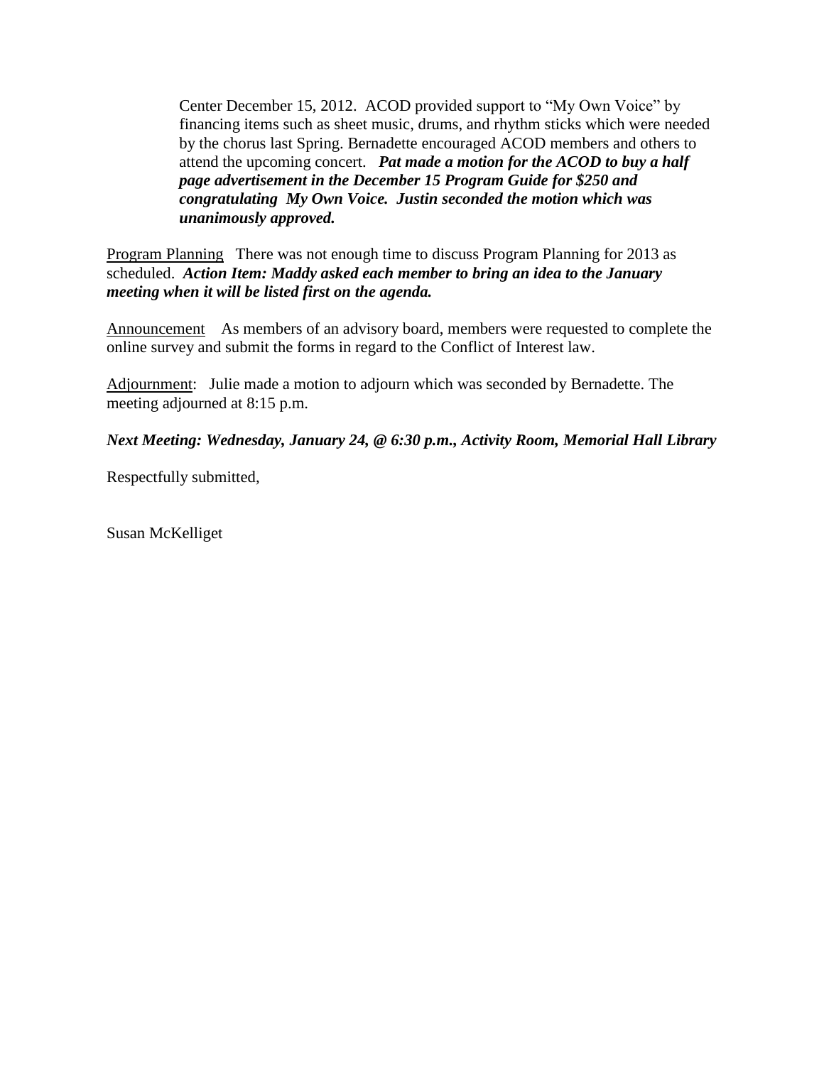Center December 15, 2012. ACOD provided support to "My Own Voice" by financing items such as sheet music, drums, and rhythm sticks which were needed by the chorus last Spring. Bernadette encouraged ACOD members and others to attend the upcoming concert. ***Pat made a motion for the ACOD to buy a half page advertisement in the December 15 Program Guide for $250 and congratulating My Own Voice. Justin seconded the motion which was unanimously approved.***

<u>Program Planning</u> There was not enough time to discuss Program Planning for 2013 as scheduled. ***Action Item: Maddy asked each member to bring an idea to the January meeting when it will be listed first on the agenda.***

<u>Announcement</u> As members of an advisory board, members were requested to complete the online survey and submit the forms in regard to the Conflict of Interest law.

<u>Adjournment</u>: Julie made a motion to adjourn which was seconded by Bernadette. The meeting adjourned at 8:15 p.m.

***Next Meeting: Wednesday, January 24, @ 6:30 p.m., Activity Room, Memorial Hall Library***

Respectfully submitted,

Susan McKelliget